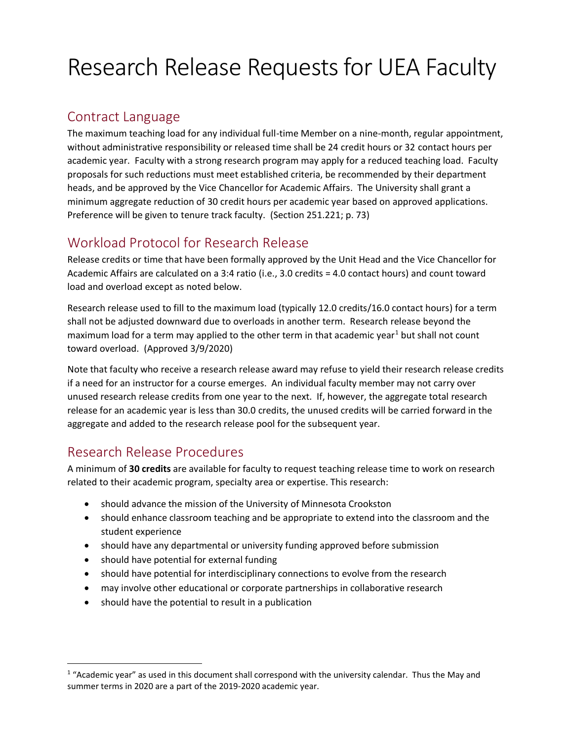# Research Release Requests for UEA Faculty

## Contract Language

The maximum teaching load for any individual full-time Member on a nine-month, regular appointment, without administrative responsibility or released time shall be 24 credit hours or 32 contact hours per academic year. Faculty with a strong research program may apply for a reduced teaching load. Faculty proposals for such reductions must meet established criteria, be recommended by their department heads, and be approved by the Vice Chancellor for Academic Affairs. The University shall grant a minimum aggregate reduction of 30 credit hours per academic year based on approved applications. Preference will be given to tenure track faculty. (Section 251.221; p. 73)

## Workload Protocol for Research Release

Release credits or time that have been formally approved by the Unit Head and the Vice Chancellor for Academic Affairs are calculated on a 3:4 ratio (i.e., 3.0 credits = 4.0 contact hours) and count toward load and overload except as noted below.

Research release used to fill to the maximum load (typically 12.0 credits/16.0 contact hours) for a term shall not be adjusted downward due to overloads in another term. Research release beyond the maximum load for a term may applied to the other term in that academic year[1] but shall not count toward overload. (Approved 3/9/2020)

Note that faculty who receive a research release award may refuse to yield their research release credits if a need for an instructor for a course emerges. An individual faculty member may not carry over unused research release credits from one year to the next. If, however, the aggregate total research release for an academic year is less than 30.0 credits, the unused credits will be carried forward in the aggregate and added to the research release pool for the subsequent year.

## Research Release Procedures

A minimum of **30 credits** are available for faculty to request teaching release time to work on research related to their academic program, specialty area or expertise. This research:

- should advance the mission of the University of Minnesota Crookston
- should enhance classroom teaching and be appropriate to extend into the classroom and the student experience
- should have any departmental or university funding approved before submission
- should have potential for external funding
- should have potential for interdisciplinary connections to evolve from the research
- may involve other educational or corporate partnerships in collaborative research
- should have the potential to result in a publication

[1] "Academic year" as used in this document shall correspond with the university calendar. Thus the May and summer terms in 2020 are a part of the 2019-2020 academic year.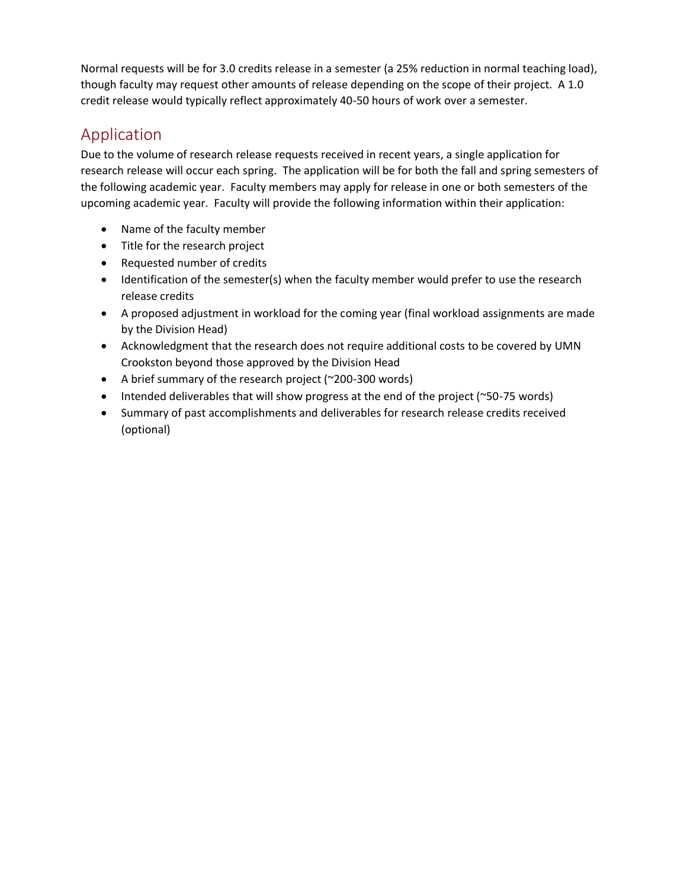Normal requests will be for 3.0 credits release in a semester (a 25% reduction in normal teaching load), though faculty may request other amounts of release depending on the scope of their project. A 1.0 credit release would typically reflect approximately 40-50 hours of work over a semester.

## Application

Due to the volume of research release requests received in recent years, a single application for research release will occur each spring. The application will be for both the fall and spring semesters of the following academic year. Faculty members may apply for release in one or both semesters of the upcoming academic year. Faculty will provide the following information within their application:

- Name of the faculty member
- Title for the research project
- Requested number of credits
- Identification of the semester(s) when the faculty member would prefer to use the research release credits
- A proposed adjustment in workload for the coming year (final workload assignments are made by the Division Head)
- Acknowledgment that the research does not require additional costs to be covered by UMN Crookston beyond those approved by the Division Head
- A brief summary of the research project (~200-300 words)
- Intended deliverables that will show progress at the end of the project (~50-75 words)
- Summary of past accomplishments and deliverables for research release credits received (optional)